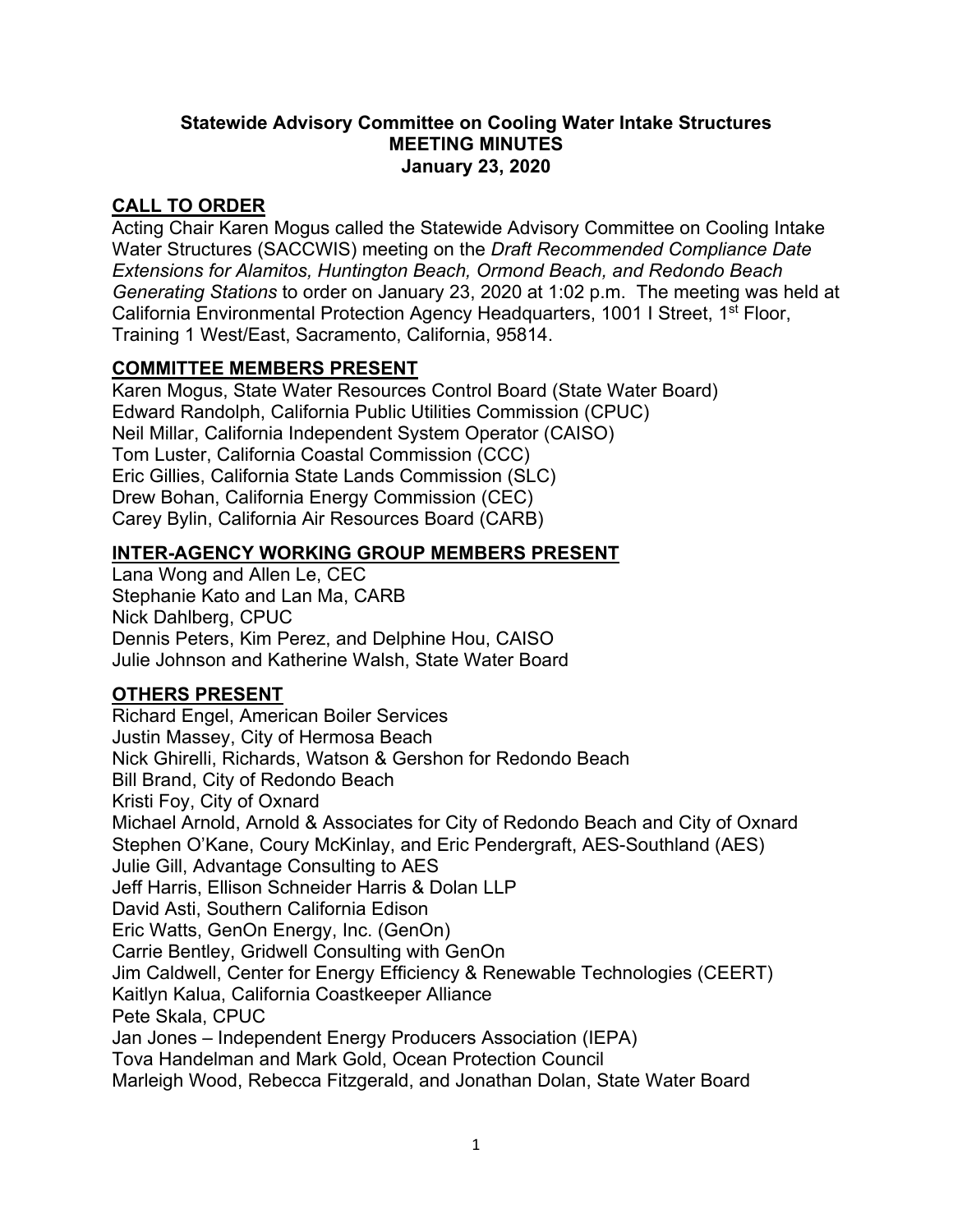**Statewide Advisory Committee on Cooling Water Intake Structures**
**MEETING MINUTES**
**January 23, 2020**

## CALL TO ORDER

Acting Chair Karen Mogus called the Statewide Advisory Committee on Cooling Intake Water Structures (SACCWIS) meeting on the *Draft Recommended Compliance Date Extensions for Alamitos, Huntington Beach, Ormond Beach, and Redondo Beach Generating Stations* to order on January 23, 2020 at 1:02 p.m. The meeting was held at California Environmental Protection Agency Headquarters, 1001 I Street, 1st Floor, Training 1 West/East, Sacramento, California, 95814.

## COMMITTEE MEMBERS PRESENT

Karen Mogus, State Water Resources Control Board (State Water Board)
Edward Randolph, California Public Utilities Commission (CPUC)
Neil Millar, California Independent System Operator (CAISO)
Tom Luster, California Coastal Commission (CCC)
Eric Gillies, California State Lands Commission (SLC)
Drew Bohan, California Energy Commission (CEC)
Carey Bylin, California Air Resources Board (CARB)

## INTER-AGENCY WORKING GROUP MEMBERS PRESENT

Lana Wong and Allen Le, CEC
Stephanie Kato and Lan Ma, CARB
Nick Dahlberg, CPUC
Dennis Peters, Kim Perez, and Delphine Hou, CAISO
Julie Johnson and Katherine Walsh, State Water Board

## OTHERS PRESENT

Richard Engel, American Boiler Services
Justin Massey, City of Hermosa Beach
Nick Ghirelli, Richards, Watson & Gershon for Redondo Beach
Bill Brand, City of Redondo Beach
Kristi Foy, City of Oxnard
Michael Arnold, Arnold & Associates for City of Redondo Beach and City of Oxnard
Stephen O'Kane, Coury McKinlay, and Eric Pendergraft, AES-Southland (AES)
Julie Gill, Advantage Consulting to AES
Jeff Harris, Ellison Schneider Harris & Dolan LLP
David Asti, Southern California Edison
Eric Watts, GenOn Energy, Inc. (GenOn)
Carrie Bentley, Gridwell Consulting with GenOn
Jim Caldwell, Center for Energy Efficiency & Renewable Technologies (CEERT)
Kaitlyn Kalua, California Coastkeeper Alliance
Pete Skala, CPUC
Jan Jones – Independent Energy Producers Association (IEPA)
Tova Handelman and Mark Gold, Ocean Protection Council
Marleigh Wood, Rebecca Fitzgerald, and Jonathan Dolan, State Water Board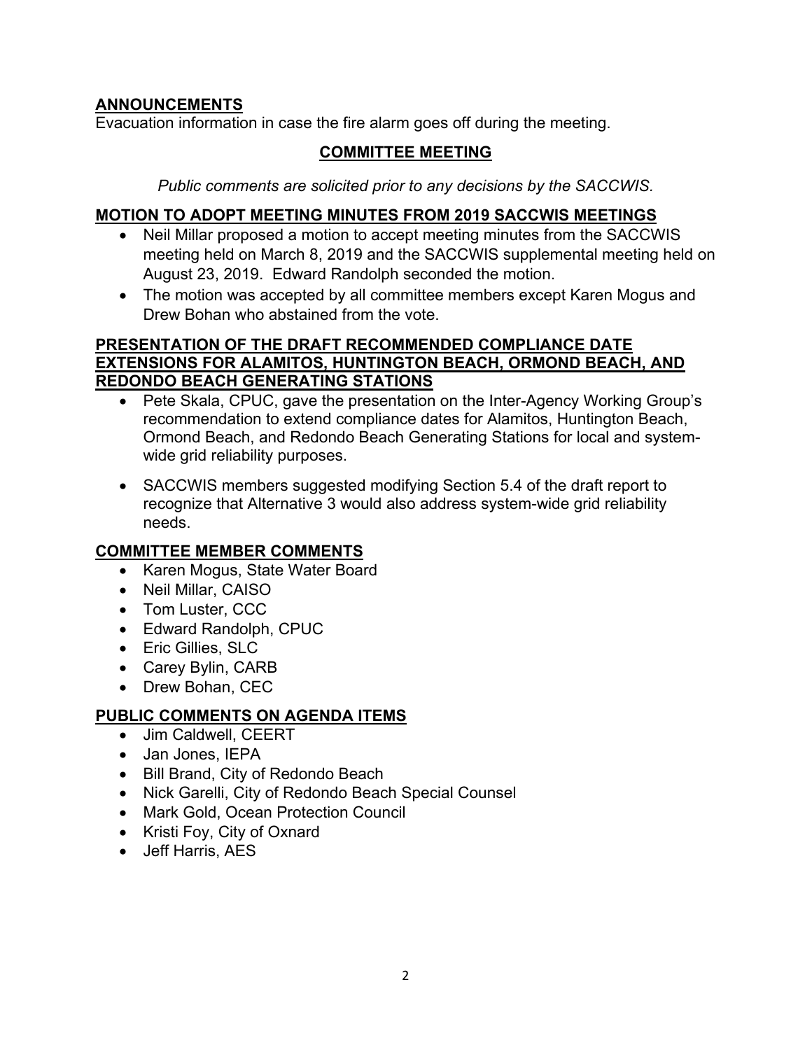## ANNOUNCEMENTS

Evacuation information in case the fire alarm goes off during the meeting.

## COMMITTEE MEETING

*Public comments are solicited prior to any decisions by the SACCWIS.*

## MOTION TO ADOPT MEETING MINUTES FROM 2019 SACCWIS MEETINGS

- Neil Millar proposed a motion to accept meeting minutes from the SACCWIS meeting held on March 8, 2019 and the SACCWIS supplemental meeting held on August 23, 2019. Edward Randolph seconded the motion.
- The motion was accepted by all committee members except Karen Mogus and Drew Bohan who abstained from the vote.

## PRESENTATION OF THE DRAFT RECOMMENDED COMPLIANCE DATE EXTENSIONS FOR ALAMITOS, HUNTINGTON BEACH, ORMOND BEACH, AND REDONDO BEACH GENERATING STATIONS

- Pete Skala, CPUC, gave the presentation on the Inter-Agency Working Group's recommendation to extend compliance dates for Alamitos, Huntington Beach, Ormond Beach, and Redondo Beach Generating Stations for local and system-wide grid reliability purposes.
- SACCWIS members suggested modifying Section 5.4 of the draft report to recognize that Alternative 3 would also address system-wide grid reliability needs.

## COMMITTEE MEMBER COMMENTS

- Karen Mogus, State Water Board
- Neil Millar, CAISO
- Tom Luster, CCC
- Edward Randolph, CPUC
- Eric Gillies, SLC
- Carey Bylin, CARB
- Drew Bohan, CEC

## PUBLIC COMMENTS ON AGENDA ITEMS

- Jim Caldwell, CEERT
- Jan Jones, IEPA
- Bill Brand, City of Redondo Beach
- Nick Garelli, City of Redondo Beach Special Counsel
- Mark Gold, Ocean Protection Council
- Kristi Foy, City of Oxnard
- Jeff Harris, AES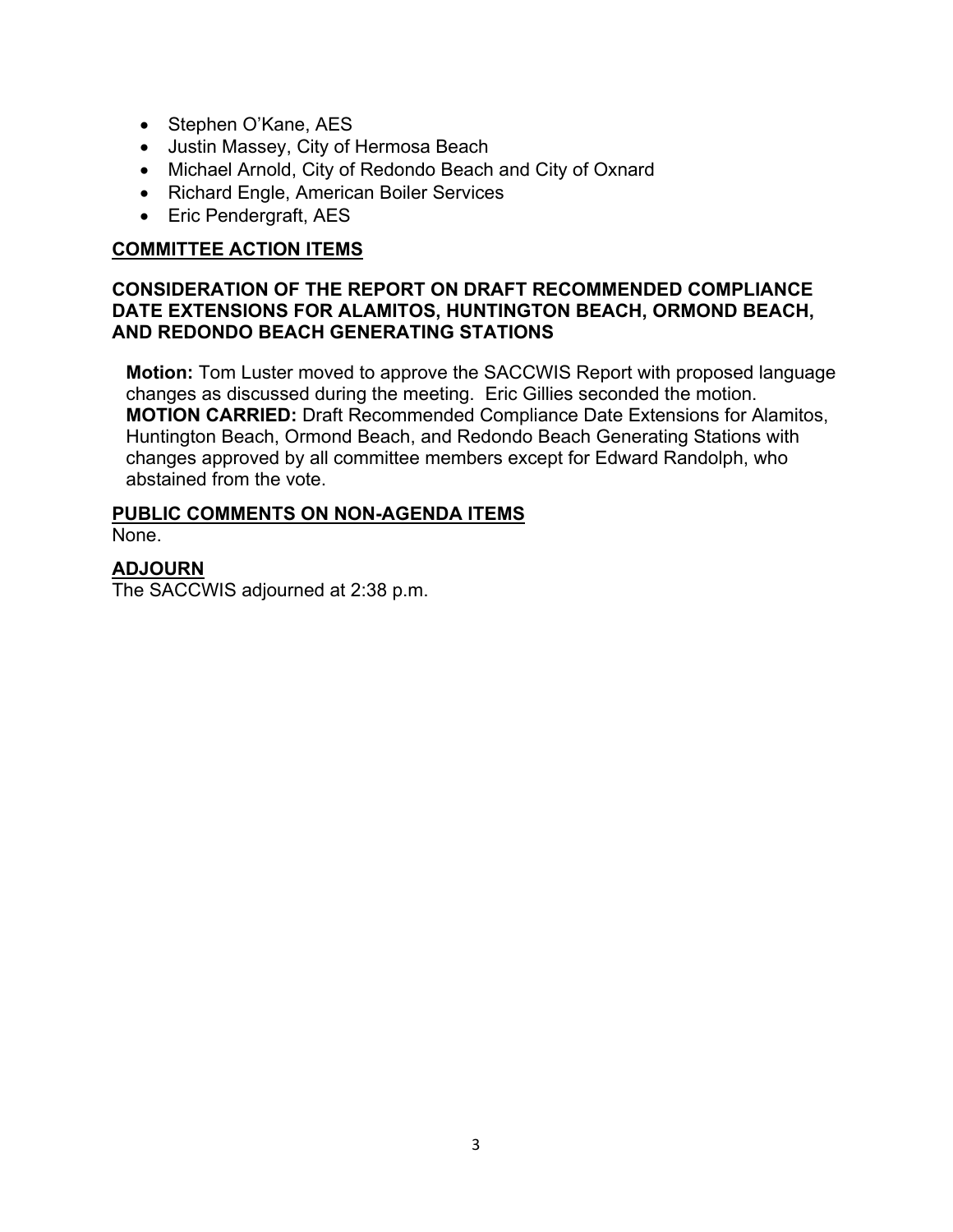- Stephen O'Kane, AES
- Justin Massey, City of Hermosa Beach
- Michael Arnold, City of Redondo Beach and City of Oxnard
- Richard Engle, American Boiler Services
- Eric Pendergraft, AES

## COMMITTEE ACTION ITEMS

### CONSIDERATION OF THE REPORT ON DRAFT RECOMMENDED COMPLIANCE DATE EXTENSIONS FOR ALAMITOS, HUNTINGTON BEACH, ORMOND BEACH, AND REDONDO BEACH GENERATING STATIONS

**Motion:** Tom Luster moved to approve the SACCWIS Report with proposed language changes as discussed during the meeting. Eric Gillies seconded the motion.
**MOTION CARRIED:** Draft Recommended Compliance Date Extensions for Alamitos, Huntington Beach, Ormond Beach, and Redondo Beach Generating Stations with changes approved by all committee members except for Edward Randolph, who abstained from the vote.

## PUBLIC COMMENTS ON NON-AGENDA ITEMS

None.

## ADJOURN

The SACCWIS adjourned at 2:38 p.m.